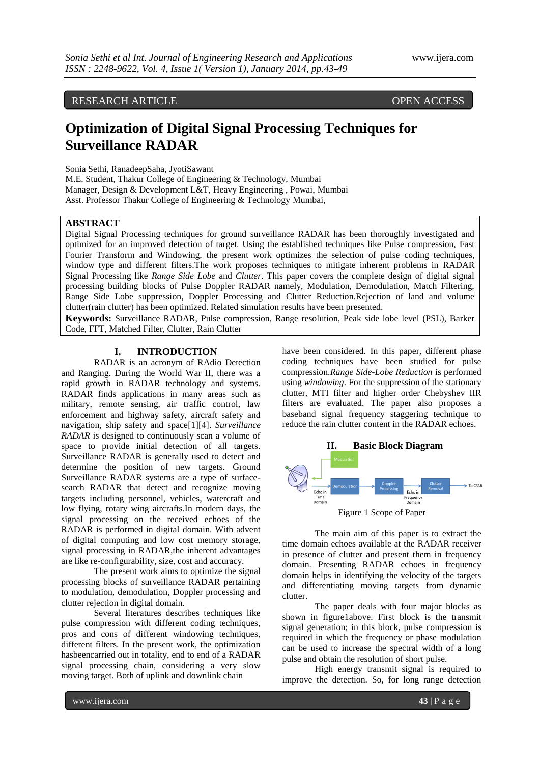RESEARCH ARTICLE OPEN ACCESS

# Optimization of Digital Signal Processing Techniques for Surveillance RADAR

Sonia Sethi, RanadeepSaha, JyotiSawant
M.E. Student, Thakur College of Engineering & Technology, Mumbai
Manager, Design & Development L&T, Heavy Engineering , Powai, Mumbai
Asst. Professor Thakur College of Engineering & Technology Mumbai,

## ABSTRACT

Digital Signal Processing techniques for ground surveillance RADAR has been thoroughly investigated and optimized for an improved detection of target. Using the established techniques like Pulse compression, Fast Fourier Transform and Windowing, the present work optimizes the selection of pulse coding techniques, window type and different filters.The work proposes techniques to mitigate inherent problems in RADAR Signal Processing like *Range Side Lobe* and *Clutter*. This paper covers the complete design of digital signal processing building blocks of Pulse Doppler RADAR namely, Modulation, Demodulation, Match Filtering, Range Side Lobe suppression, Doppler Processing and Clutter Reduction.Rejection of land and volume clutter(rain clutter) has been optimized. Related simulation results have been presented.

**Keywords:** Surveillance RADAR, Pulse compression, Range resolution, Peak side lobe level (PSL), Barker Code, FFT, Matched Filter, Clutter, Rain Clutter

## I. INTRODUCTION

RADAR is an acronym of RAdio Detection and Ranging. During the World War II, there was a rapid growth in RADAR technology and systems. RADAR finds applications in many areas such as military, remote sensing, air traffic control, law enforcement and highway safety, aircraft safety and navigation, ship safety and space[1][4]. *Surveillance RADAR* is designed to continuously scan a volume of space to provide initial detection of all targets. Surveillance RADAR is generally used to detect and determine the position of new targets. Ground Surveillance RADAR systems are a type of surface-search RADAR that detect and recognize moving targets including personnel, vehicles, watercraft and low flying, rotary wing aircrafts.In modern days, the signal processing on the received echoes of the RADAR is performed in digital domain. With advent of digital computing and low cost memory storage, signal processing in RADAR,the inherent advantages are like re-configurability, size, cost and accuracy.

The present work aims to optimize the signal processing blocks of surveillance RADAR pertaining to modulation, demodulation, Doppler processing and clutter rejection in digital domain.

Several literatures describes techniques like pulse compression with different coding techniques, pros and cons of different windowing techniques, different filters. In the present work, the optimization hasbeencarried out in totality, end to end of a RADAR signal processing chain, considering a very slow moving target. Both of uplink and downlink chain have been considered. In this paper, different phase coding techniques have been studied for pulse compression.*Range Side-Lobe Reduction* is performed using *windowing*. For the suppression of the stationary clutter, MTI filter and higher order Chebyshev IIR filters are evaluated. The paper also proposes a baseband signal frequency staggering technique to reduce the rain clutter content in the RADAR echoes.

## II. Basic Block Diagram

Modulation

Demodulation → Doppler Processing → Clutter Removal → To CFAR

Echo in Time Domain — Echo in Frequency Domain

Figure 1 Scope of Paper

The main aim of this paper is to extract the time domain echoes available at the RADAR receiver in presence of clutter and present them in frequency domain. Presenting RADAR echoes in frequency domain helps in identifying the velocity of the targets and differentiating moving targets from dynamic clutter.

The paper deals with four major blocks as shown in figure1above. First block is the transmit signal generation; in this block, pulse compression is required in which the frequency or phase modulation can be used to increase the spectral width of a long pulse and obtain the resolution of short pulse.

High energy transmit signal is required to improve the detection. So, for long range detection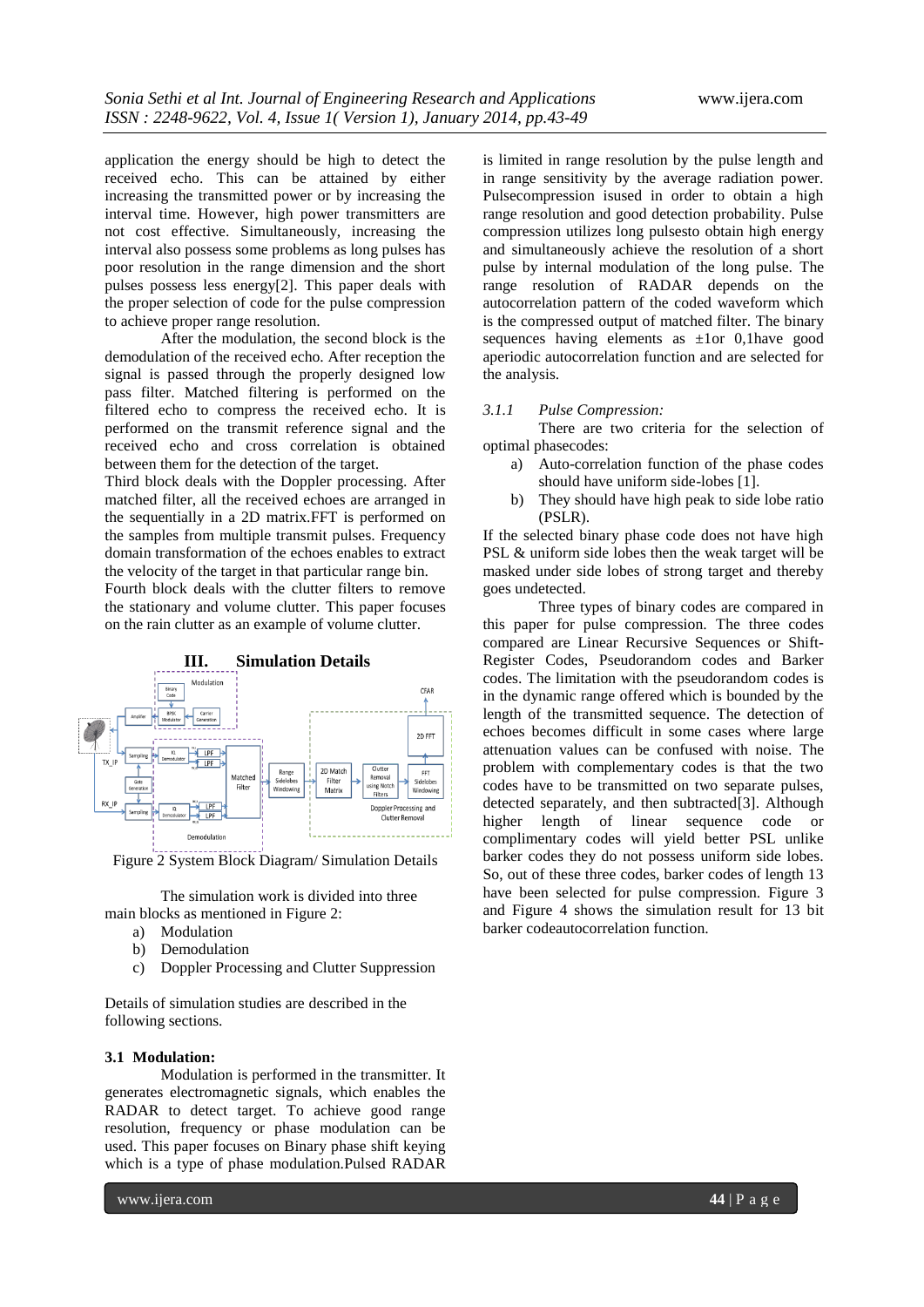application the energy should be high to detect the received echo. This can be attained by either increasing the transmitted power or by increasing the interval time. However, high power transmitters are not cost effective. Simultaneously, increasing the interval also possess some problems as long pulses has poor resolution in the range dimension and the short pulses possess less energy[2]. This paper deals with the proper selection of code for the pulse compression to achieve proper range resolution.

After the modulation, the second block is the demodulation of the received echo. After reception the signal is passed through the properly designed low pass filter. Matched filtering is performed on the filtered echo to compress the received echo. It is performed on the transmit reference signal and the received echo and cross correlation is obtained between them for the detection of the target.

Third block deals with the Doppler processing. After matched filter, all the received echoes are arranged in the sequentially in a 2D matrix.FFT is performed on the samples from multiple transmit pulses. Frequency domain transformation of the echoes enables to extract the velocity of the target in that particular range bin.

Fourth block deals with the clutter filters to remove the stationary and volume clutter. This paper focuses on the rain clutter as an example of volume clutter.

## III. Simulation Details

Figure 2 System Block Diagram/ Simulation Details

The simulation work is divided into three main blocks as mentioned in Figure 2:

a) Modulation
b) Demodulation
c) Doppler Processing and Clutter Suppression

Details of simulation studies are described in the following sections.

### 3.1 Modulation:

Modulation is performed in the transmitter. It generates electromagnetic signals, which enables the RADAR to detect target. To achieve good range resolution, frequency or phase modulation can be used. This paper focuses on Binary phase shift keying which is a type of phase modulation.Pulsed RADAR is limited in range resolution by the pulse length and in range sensitivity by the average radiation power. Pulsecompression isused in order to obtain a high range resolution and good detection probability. Pulse compression utilizes long pulsesto obtain high energy and simultaneously achieve the resolution of a short pulse by internal modulation of the long pulse. The range resolution of RADAR depends on the autocorrelation pattern of the coded waveform which is the compressed output of matched filter. The binary sequences having elements as ±1or 0,1have good aperiodic autocorrelation function and are selected for the analysis.

#### *3.1.1 Pulse Compression:*

There are two criteria for the selection of optimal phasecodes:

a) Auto-correlation function of the phase codes should have uniform side-lobes [1].
b) They should have high peak to side lobe ratio (PSLR).

If the selected binary phase code does not have high PSL & uniform side lobes then the weak target will be masked under side lobes of strong target and thereby goes undetected.

Three types of binary codes are compared in this paper for pulse compression. The three codes compared are Linear Recursive Sequences or Shift-Register Codes, Pseudorandom codes and Barker codes. The limitation with the pseudorandom codes is in the dynamic range offered which is bounded by the length of the transmitted sequence. The detection of echoes becomes difficult in some cases where large attenuation values can be confused with noise. The problem with complementary codes is that the two codes have to be transmitted on two separate pulses, detected separately, and then subtracted[3]. Although higher length of linear sequence code or complimentary codes will yield better PSL unlike barker codes they do not possess uniform side lobes. So, out of these three codes, barker codes of length 13 have been selected for pulse compression. Figure 3 and Figure 4 shows the simulation result for 13 bit barker codeautocorrelation function.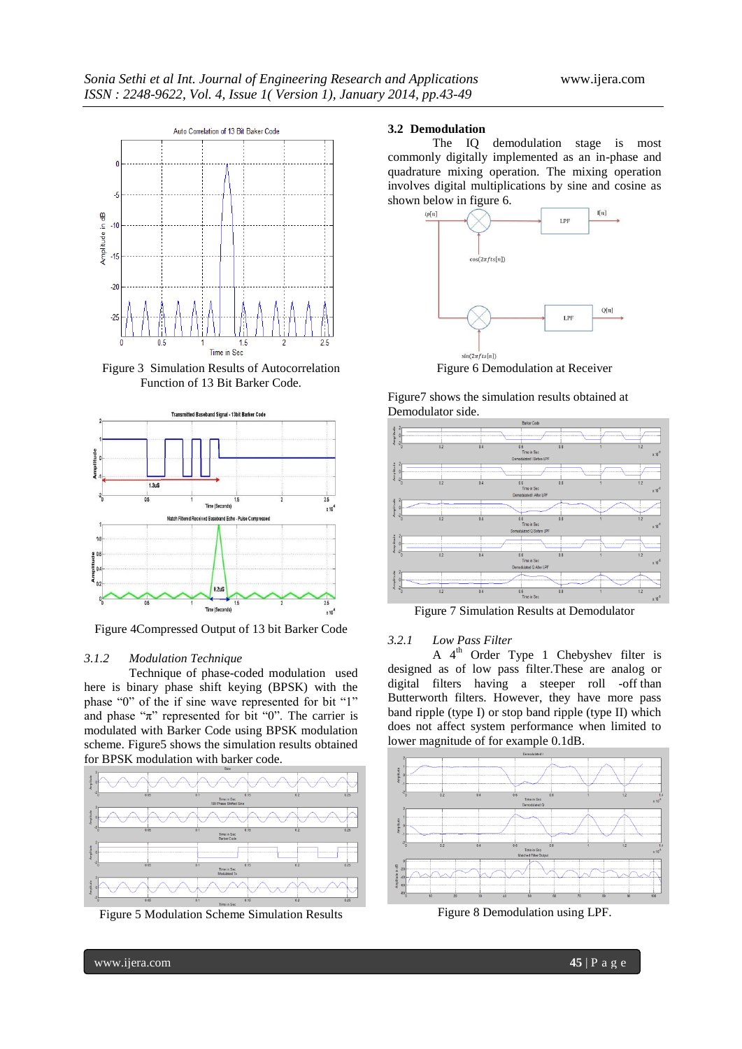Figure 3 Simulation Results of Autocorrelation Function of 13 Bit Barker Code.

Figure 4Compressed Output of 13 bit Barker Code

### *3.1.2 Modulation Technique*

Technique of phase-coded modulation used here is binary phase shift keying (BPSK) with the phase "0" of the if sine wave represented for bit "1" and phase "π" represented for bit "0". The carrier is modulated with Barker Code using BPSK modulation scheme. Figure5 shows the simulation results obtained for BPSK modulation with barker code.

Figure 5 Modulation Scheme Simulation Results

## 3.2 Demodulation

The IQ demodulation stage is most commonly digitally implemented as an in-phase and quadrature mixing operation. The mixing operation involves digital multiplications by sine and cosine as shown below in figure 6.

Figure 6 Demodulation at Receiver

Figure7 shows the simulation results obtained at Demodulator side.

Figure 7 Simulation Results at Demodulator

### *3.2.1 Low Pass Filter*

A 4[th] Order Type 1 Chebyshev filter is designed as of low pass filter.These are analog or digital filters having a steeper roll -off than Butterworth filters. However, they have more pass band ripple (type I) or stop band ripple (type II) which does not affect system performance when limited to lower magnitude of for example 0.1dB.

Figure 8 Demodulation using LPF.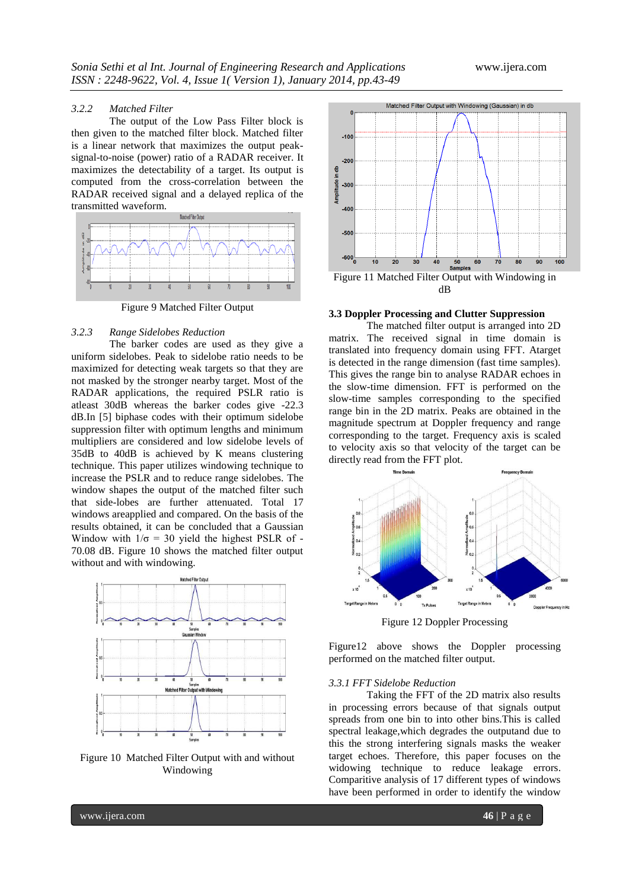#### 3.2.2 Matched Filter

The output of the Low Pass Filter block is then given to the matched filter block. Matched filter is a linear network that maximizes the output peak-signal-to-noise (power) ratio of a RADAR receiver. It maximizes the detectability of a target. Its output is computed from the cross-correlation between the RADAR received signal and a delayed replica of the transmitted waveform.

Figure 9 Matched Filter Output

#### 3.2.3 Range Sidelobes Reduction

The barker codes are used as they give a uniform sidelobes. Peak to sidelobe ratio needs to be maximized for detecting weak targets so that they are not masked by the stronger nearby target. Most of the RADAR applications, the required PSLR ratio is atleast 30dB whereas the barker codes give -22.3 dB.In [5] biphase codes with their optimum sidelobe suppression filter with optimum lengths and minimum multipliers are considered and low sidelobe levels of 35dB to 40dB is achieved by K means clustering technique. This paper utilizes windowing technique to increase the PSLR and to reduce range sidelobes. The window shapes the output of the matched filter such that side-lobes are further attenuated. Total 17 windows areapplied and compared. On the basis of the results obtained, it can be concluded that a Gaussian Window with $1/\sigma = 30$ yield the highest PSLR of -70.08 dB. Figure 10 shows the matched filter output without and with windowing.

Figure 10 Matched Filter Output with and without Windowing

Figure 11 Matched Filter Output with Windowing in dB

### 3.3 Doppler Processing and Clutter Suppression

The matched filter output is arranged into 2D matrix. The received signal in time domain is translated into frequency domain using FFT. Atarget is detected in the range dimension (fast time samples). This gives the range bin to analyse RADAR echoes in the slow-time dimension. FFT is performed on the slow-time samples corresponding to the specified range bin in the 2D matrix. Peaks are obtained in the magnitude spectrum at Doppler frequency and range corresponding to the target. Frequency axis is scaled to velocity axis so that velocity of the target can be directly read from the FFT plot.

Figure 12 Doppler Processing

Figure12 above shows the Doppler processing performed on the matched filter output.

#### *3.3.1 FFT Sidelobe Reduction*

Taking the FFT of the 2D matrix also results in processing errors because of that signals output spreads from one bin to into other bins.This is called spectral leakage,which degrades the outputand due to this the strong interfering signals masks the weaker target echoes. Therefore, this paper focuses on the widowing technique to reduce leakage errors. Comparitive analysis of 17 different types of windows have been performed in order to identify the window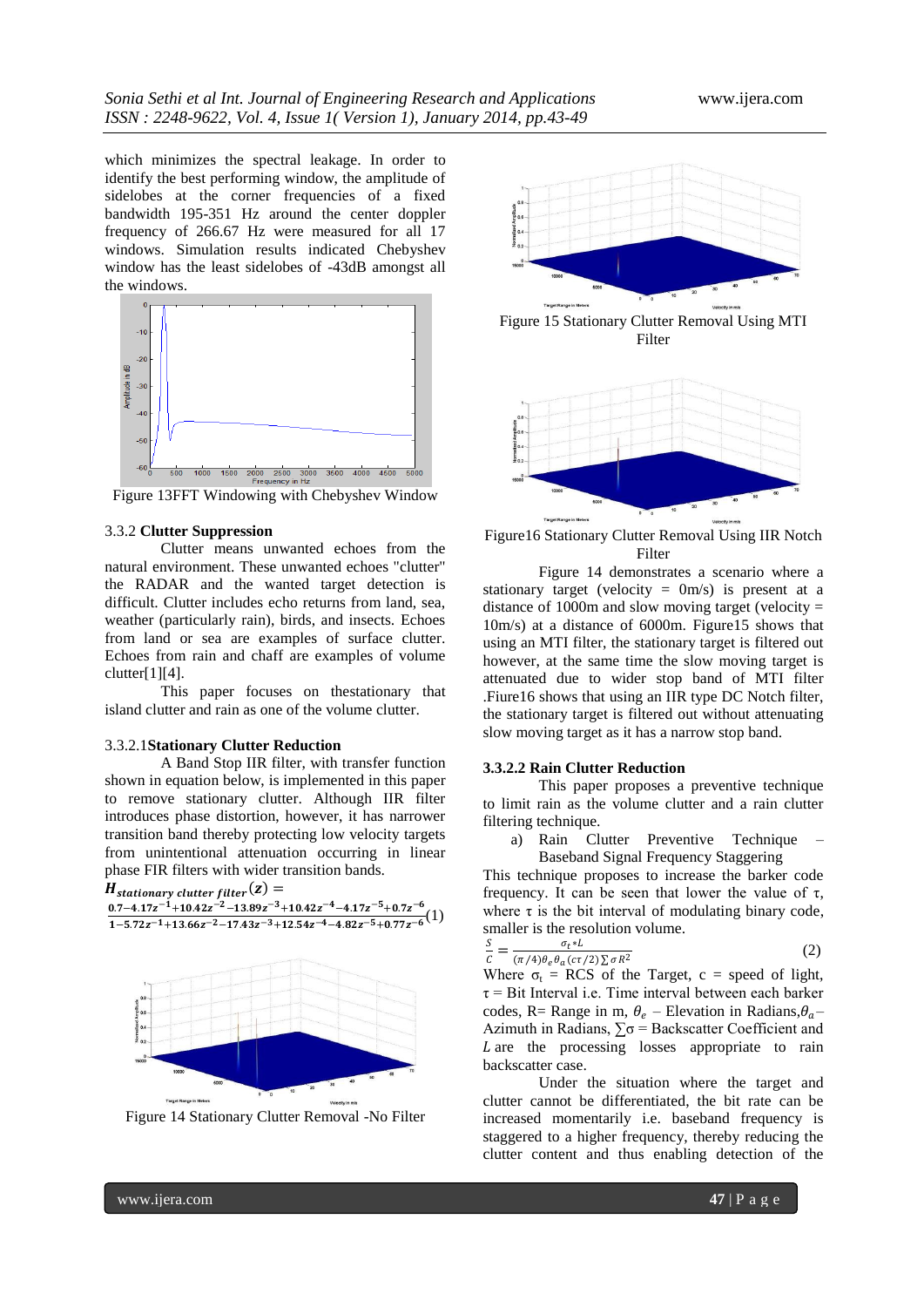which minimizes the spectral leakage. In order to identify the best performing window, the amplitude of sidelobes at the corner frequencies of a fixed bandwidth 195-351 Hz around the center doppler frequency of 266.67 Hz were measured for all 17 windows. Simulation results indicated Chebyshev window has the least sidelobes of -43dB amongst all the windows.

Figure 13FFT Windowing with Chebyshev Window

3.3.2 **Clutter Suppression**

Clutter means unwanted echoes from the natural environment. These unwanted echoes "clutter" the RADAR and the wanted target detection is difficult. Clutter includes echo returns from land, sea, weather (particularly rain), birds, and insects. Echoes from land or sea are examples of surface clutter. Echoes from rain and chaff are examples of volume clutter[1][4].

This paper focuses on thestationary that island clutter and rain as one of the volume clutter.

3.3.2.1**Stationary Clutter Reduction**

A Band Stop IIR filter, with transfer function shown in equation below, is implemented in this paper to remove stationary clutter. Although IIR filter introduces phase distortion, however, it has narrower transition band thereby protecting low velocity targets from unintentional attenuation occurring in linear phase FIR filters with wider transition bands.

$$H_{stationary\ clutter\ filter}(z) = \frac{0.7-4.17z^{-1}+10.42z^{-2}-13.89z^{-3}+10.42z^{-4}-4.17z^{-5}+0.7z^{-6}}{1-5.72z^{-1}+13.66z^{-2}-17.43z^{-3}+12.54z^{-4}-4.82z^{-5}+0.77z^{-6}} \quad (1)$$

Figure 14 Stationary Clutter Removal -No Filter

Figure 15 Stationary Clutter Removal Using MTI Filter

Figure16 Stationary Clutter Removal Using IIR Notch Filter

Figure 14 demonstrates a scenario where a stationary target (velocity = 0m/s) is present at a distance of 1000m and slow moving target (velocity = 10m/s) at a distance of 6000m. Figure15 shows that using an MTI filter, the stationary target is filtered out however, at the same time the slow moving target is attenuated due to wider stop band of MTI filter .Fiure16 shows that using an IIR type DC Notch filter, the stationary target is filtered out without attenuating slow moving target as it has a narrow stop band.

**3.3.2.2 Rain Clutter Reduction**

This paper proposes a preventive technique to limit rain as the volume clutter and a rain clutter filtering technique.

a) Rain Clutter Preventive Technique – Baseband Signal Frequency Staggering

This technique proposes to increase the barker code frequency. It can be seen that lower the value of τ, where τ is the bit interval of modulating binary code, smaller is the resolution volume.

$$\frac{S}{C} = \frac{\sigma_t * L}{(\pi/4)\theta_e\theta_a(c\tau/2)\sum\sigma R^2} \quad (2)$$

Where $\sigma_t$ = RCS of the Target, c = speed of light, τ = Bit Interval i.e. Time interval between each barker codes, R= Range in m, $\theta_e$ – Elevation in Radians, $\theta_a$ – Azimuth in Radians, $\sum\sigma$ = Backscatter Coefficient and $L$ are the processing losses appropriate to rain backscatter case.

Under the situation where the target and clutter cannot be differentiated, the bit rate can be increased momentarily i.e. baseband frequency is staggered to a higher frequency, thereby reducing the clutter content and thus enabling detection of the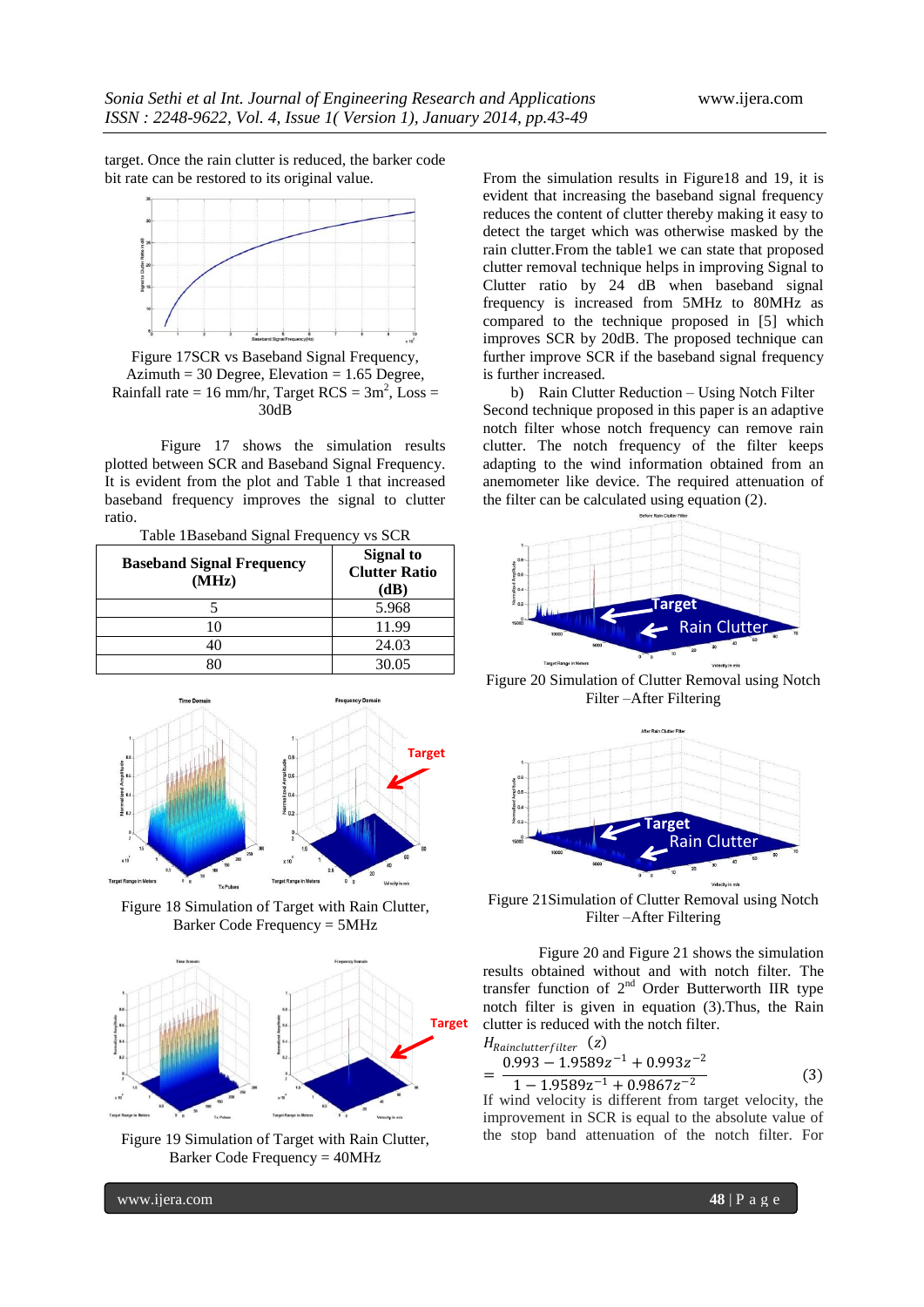target. Once the rain clutter is reduced, the barker code bit rate can be restored to its original value.

Figure 17SCR vs Baseband Signal Frequency, Azimuth = 30 Degree, Elevation = 1.65 Degree, Rainfall rate = 16 mm/hr, Target RCS = 3m$^2$, Loss = 30dB

Figure 17 shows the simulation results plotted between SCR and Baseband Signal Frequency. It is evident from the plot and Table 1 that increased baseband frequency improves the signal to clutter ratio.

Table 1Baseband Signal Frequency vs SCR

| Baseband Signal Frequency (MHz) | Signal to Clutter Ratio (dB) |
|---|---|
| 5 | 5.968 |
| 10 | 11.99 |
| 40 | 24.03 |
| 80 | 30.05 |

Figure 18 Simulation of Target with Rain Clutter, Barker Code Frequency = 5MHz

Figure 19 Simulation of Target with Rain Clutter, Barker Code Frequency = 40MHz

From the simulation results in Figure18 and 19, it is evident that increasing the baseband signal frequency reduces the content of clutter thereby making it easy to detect the target which was otherwise masked by the rain clutter.From the table1 we can state that proposed clutter removal technique helps in improving Signal to Clutter ratio by 24 dB when baseband signal frequency is increased from 5MHz to 80MHz as compared to the technique proposed in [5] which improves SCR by 20dB. The proposed technique can further improve SCR if the baseband signal frequency is further increased.

b) Rain Clutter Reduction – Using Notch Filter

Second technique proposed in this paper is an adaptive notch filter whose notch frequency can remove rain clutter. The notch frequency of the filter keeps adapting to the wind information obtained from an anemometer like device. The required attenuation of the filter can be calculated using equation (2).

Figure 20 Simulation of Clutter Removal using Notch Filter –After Filtering

Figure 21Simulation of Clutter Removal using Notch Filter –After Filtering

Figure 20 and Figure 21 shows the simulation results obtained without and with notch filter. The transfer function of 2$^{nd}$ Order Butterworth IIR type notch filter is given in equation (3).Thus, the Rain clutter is reduced with the notch filter.

$$H_{Rainclutterfilter}(z) = \frac{0.993 - 1.9589z^{-1} + 0.993z^{-2}}{1 - 1.9589z^{-1} + 0.9867z^{-2}} \quad (3)$$

If wind velocity is different from target velocity, the improvement in SCR is equal to the absolute value of the stop band attenuation of the notch filter. For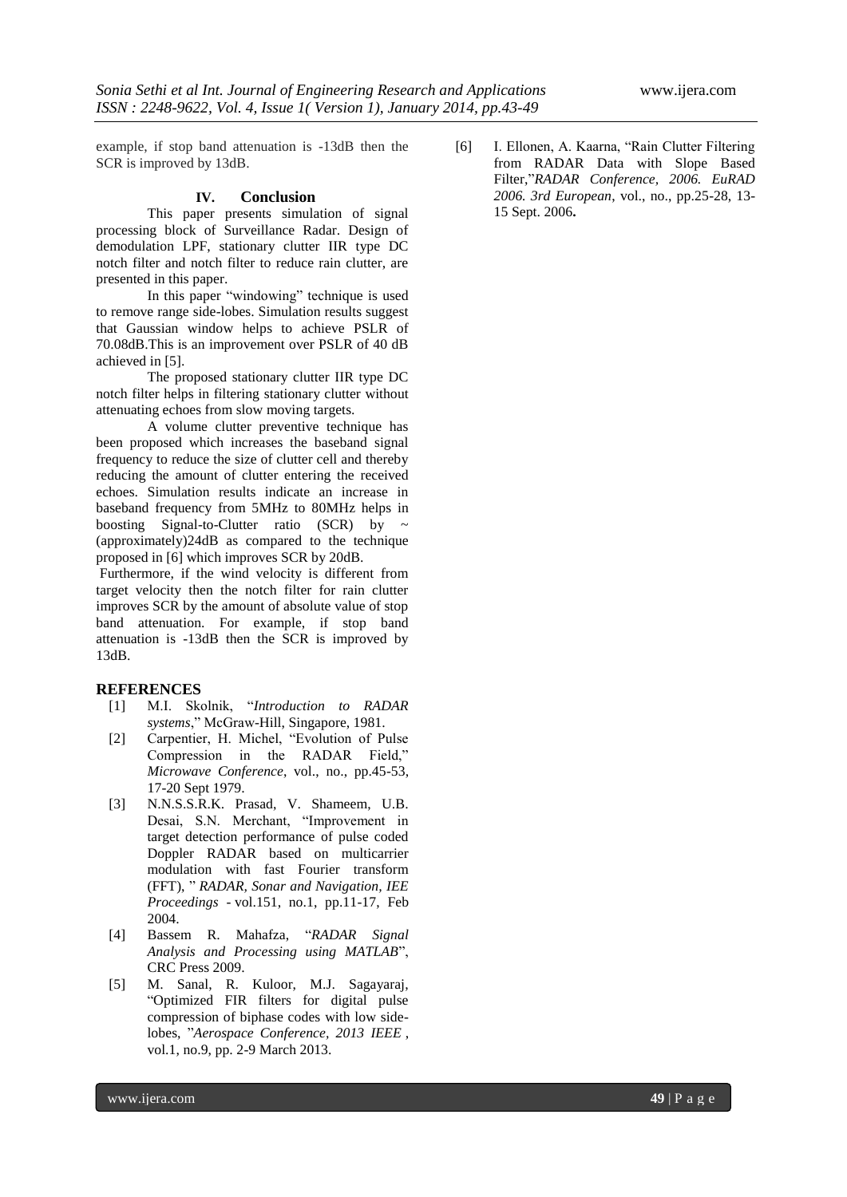example, if stop band attenuation is -13dB then the SCR is improved by 13dB.

## IV. Conclusion

This paper presents simulation of signal processing block of Surveillance Radar. Design of demodulation LPF, stationary clutter IIR type DC notch filter and notch filter to reduce rain clutter, are presented in this paper.

In this paper "windowing" technique is used to remove range side-lobes. Simulation results suggest that Gaussian window helps to achieve PSLR of 70.08dB.This is an improvement over PSLR of 40 dB achieved in [5].

The proposed stationary clutter IIR type DC notch filter helps in filtering stationary clutter without attenuating echoes from slow moving targets.

A volume clutter preventive technique has been proposed which increases the baseband signal frequency to reduce the size of clutter cell and thereby reducing the amount of clutter entering the received echoes. Simulation results indicate an increase in baseband frequency from 5MHz to 80MHz helps in boosting Signal-to-Clutter ratio (SCR) by ~ (approximately)24dB as compared to the technique proposed in [6] which improves SCR by 20dB.

Furthermore, if the wind velocity is different from target velocity then the notch filter for rain clutter improves SCR by the amount of absolute value of stop band attenuation. For example, if stop band attenuation is -13dB then the SCR is improved by 13dB.

## REFERENCES

[1] M.I. Skolnik, "*Introduction to RADAR systems*," McGraw-Hill, Singapore, 1981.

[2] Carpentier, H. Michel, "Evolution of Pulse Compression in the RADAR Field," *Microwave Conference*, vol., no., pp.45-53, 17-20 Sept 1979.

[3] N.N.S.S.R.K. Prasad, V. Shameem, U.B. Desai, S.N. Merchant, "Improvement in target detection performance of pulse coded Doppler RADAR based on multicarrier modulation with fast Fourier transform (FFT), " *RADAR, Sonar and Navigation, IEE Proceedings* - vol.151, no.1, pp.11-17, Feb 2004.

[4] Bassem R. Mahafza, "*RADAR Signal Analysis and Processing using MATLAB*", CRC Press 2009.

[5] M. Sanal, R. Kuloor, M.J. Sagayaraj, "Optimized FIR filters for digital pulse compression of biphase codes with low side-lobes, "*Aerospace Conference, 2013 IEEE* , vol.1, no.9, pp. 2-9 March 2013.

[6] I. Ellonen, A. Kaarna, "Rain Clutter Filtering from RADAR Data with Slope Based Filter,"*RADAR Conference, 2006. EuRAD 2006. 3rd European*, vol., no., pp.25-28, 13-15 Sept. 2006**.**